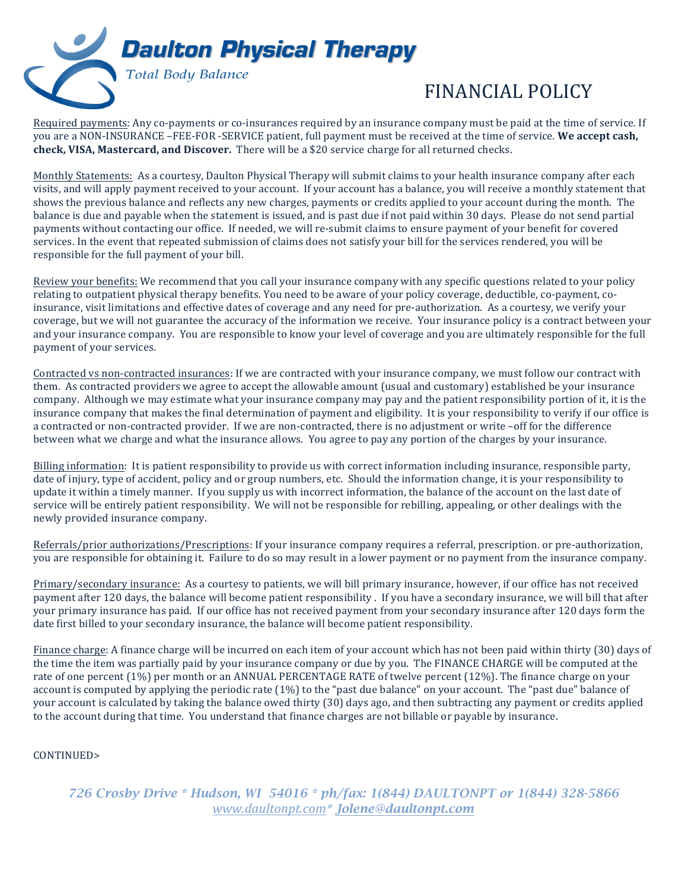# Daulton Physical Therapy

*Total Body Balance*

# FINANCIAL POLICY

Required payments: Any co-payments or co-insurances required by an insurance company must be paid at the time of service. If you are a NON-INSURANCE –FEE-FOR -SERVICE patient, full payment must be received at the time of service. **We accept cash, check, VISA, Mastercard, and Discover.** There will be a $20 service charge for all returned checks.

Monthly Statements: As a courtesy, Daulton Physical Therapy will submit claims to your health insurance company after each visits, and will apply payment received to your account. If your account has a balance, you will receive a monthly statement that shows the previous balance and reflects any new charges, payments or credits applied to your account during the month. The balance is due and payable when the statement is issued, and is past due if not paid within 30 days. Please do not send partial payments without contacting our office. If needed, we will re-submit claims to ensure payment of your benefit for covered services. In the event that repeated submission of claims does not satisfy your bill for the services rendered, you will be responsible for the full payment of your bill.

Review your benefits: We recommend that you call your insurance company with any specific questions related to your policy relating to outpatient physical therapy benefits. You need to be aware of your policy coverage, deductible, co-payment, co-insurance, visit limitations and effective dates of coverage and any need for pre-authorization. As a courtesy, we verify your coverage, but we will not guarantee the accuracy of the information we receive. Your insurance policy is a contract between your and your insurance company. You are responsible to know your level of coverage and you are ultimately responsible for the full payment of your services.

Contracted vs non-contracted insurances: If we are contracted with your insurance company, we must follow our contract with them. As contracted providers we agree to accept the allowable amount (usual and customary) established be your insurance company. Although we may estimate what your insurance company may pay and the patient responsibility portion of it, it is the insurance company that makes the final determination of payment and eligibility. It is your responsibility to verify if our office is a contracted or non-contracted provider. If we are non-contracted, there is no adjustment or write –off for the difference between what we charge and what the insurance allows. You agree to pay any portion of the charges by your insurance.

Billing information: It is patient responsibility to provide us with correct information including insurance, responsible party, date of injury, type of accident, policy and or group numbers, etc. Should the information change, it is your responsibility to update it within a timely manner. If you supply us with incorrect information, the balance of the account on the last date of service will be entirely patient responsibility. We will not be responsible for rebilling, appealing, or other dealings with the newly provided insurance company.

Referrals/prior authorizations/Prescriptions: If your insurance company requires a referral, prescription. or pre-authorization, you are responsible for obtaining it. Failure to do so may result in a lower payment or no payment from the insurance company.

Primary/secondary insurance: As a courtesy to patients, we will bill primary insurance, however, if our office has not received payment after 120 days, the balance will become patient responsibility . If you have a secondary insurance, we will bill that after your primary insurance has paid. If our office has not received payment from your secondary insurance after 120 days form the date first billed to your secondary insurance, the balance will become patient responsibility.

Finance charge: A finance charge will be incurred on each item of your account which has not been paid within thirty (30) days of the time the item was partially paid by your insurance company or due by you. The FINANCE CHARGE will be computed at the rate of one percent (1%) per month or an ANNUAL PERCENTAGE RATE of twelve percent (12%). The finance charge on your account is computed by applying the periodic rate (1%) to the "past due balance" on your account. The "past due" balance of your account is calculated by taking the balance owed thirty (30) days ago, and then subtracting any payment or credits applied to the account during that time. You understand that finance charges are not billable or payable by insurance.

CONTINUED>

*726 Crosby Drive * Hudson, WI 54016 * ph/fax: 1(844) DAULTONPT or 1(844) 328-5866*
*www.daultonpt.com* Jolene@daultonpt.com*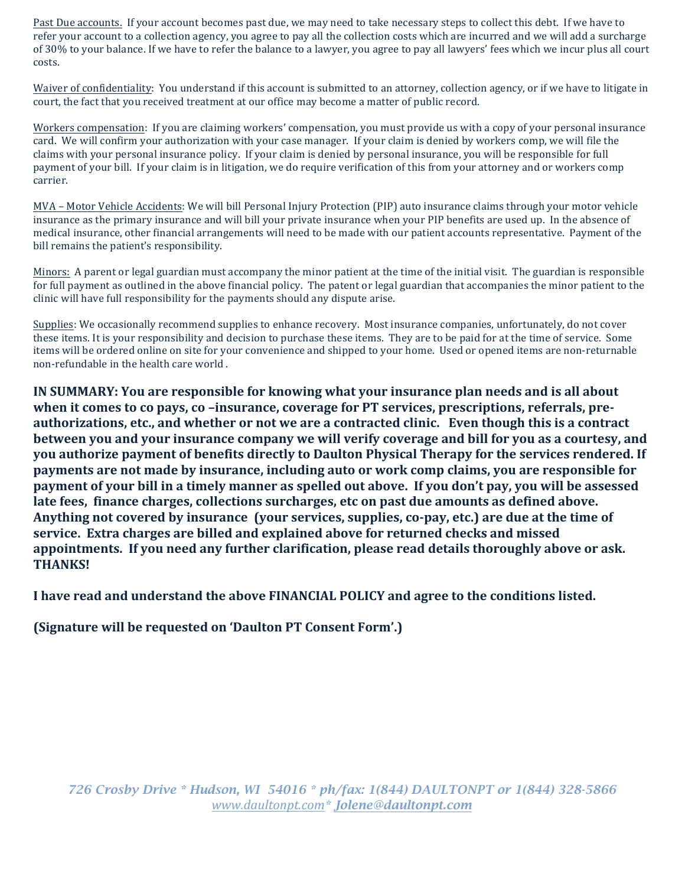Past Due accounts. If your account becomes past due, we may need to take necessary steps to collect this debt. If we have to refer your account to a collection agency, you agree to pay all the collection costs which are incurred and we will add a surcharge of 30% to your balance. If we have to refer the balance to a lawyer, you agree to pay all lawyers' fees which we incur plus all court costs.

Waiver of confidentiality: You understand if this account is submitted to an attorney, collection agency, or if we have to litigate in court, the fact that you received treatment at our office may become a matter of public record.

Workers compensation: If you are claiming workers' compensation, you must provide us with a copy of your personal insurance card. We will confirm your authorization with your case manager. If your claim is denied by workers comp, we will file the claims with your personal insurance policy. If your claim is denied by personal insurance, you will be responsible for full payment of your bill. If your claim is in litigation, we do require verification of this from your attorney and or workers comp carrier.

MVA – Motor Vehicle Accidents: We will bill Personal Injury Protection (PIP) auto insurance claims through your motor vehicle insurance as the primary insurance and will bill your private insurance when your PIP benefits are used up. In the absence of medical insurance, other financial arrangements will need to be made with our patient accounts representative. Payment of the bill remains the patient's responsibility.

Minors: A parent or legal guardian must accompany the minor patient at the time of the initial visit. The guardian is responsible for full payment as outlined in the above financial policy. The patent or legal guardian that accompanies the minor patient to the clinic will have full responsibility for the payments should any dispute arise.

Supplies: We occasionally recommend supplies to enhance recovery. Most insurance companies, unfortunately, do not cover these items. It is your responsibility and decision to purchase these items. They are to be paid for at the time of service. Some items will be ordered online on site for your convenience and shipped to your home. Used or opened items are non-returnable non-refundable in the health care world .

**IN SUMMARY: You are responsible for knowing what your insurance plan needs and is all about when it comes to co pays, co –insurance, coverage for PT services, prescriptions, referrals, pre-authorizations, etc., and whether or not we are a contracted clinic. Even though this is a contract between you and your insurance company we will verify coverage and bill for you as a courtesy, and you authorize payment of benefits directly to Daulton Physical Therapy for the services rendered. If payments are not made by insurance, including auto or work comp claims, you are responsible for payment of your bill in a timely manner as spelled out above. If you don't pay, you will be assessed late fees, finance charges, collections surcharges, etc on past due amounts as defined above. Anything not covered by insurance (your services, supplies, co-pay, etc.) are due at the time of service. Extra charges are billed and explained above for returned checks and missed appointments. If you need any further clarification, please read details thoroughly above or ask. THANKS!**

**I have read and understand the above FINANCIAL POLICY and agree to the conditions listed.**

**(Signature will be requested on 'Daulton PT Consent Form'.)**

*726 Crosby Drive * Hudson, WI 54016 * ph/fax: 1(844) DAULTONPT or 1(844) 328-5866*
*www.daultonpt.com* Jolene@daultonpt.com*